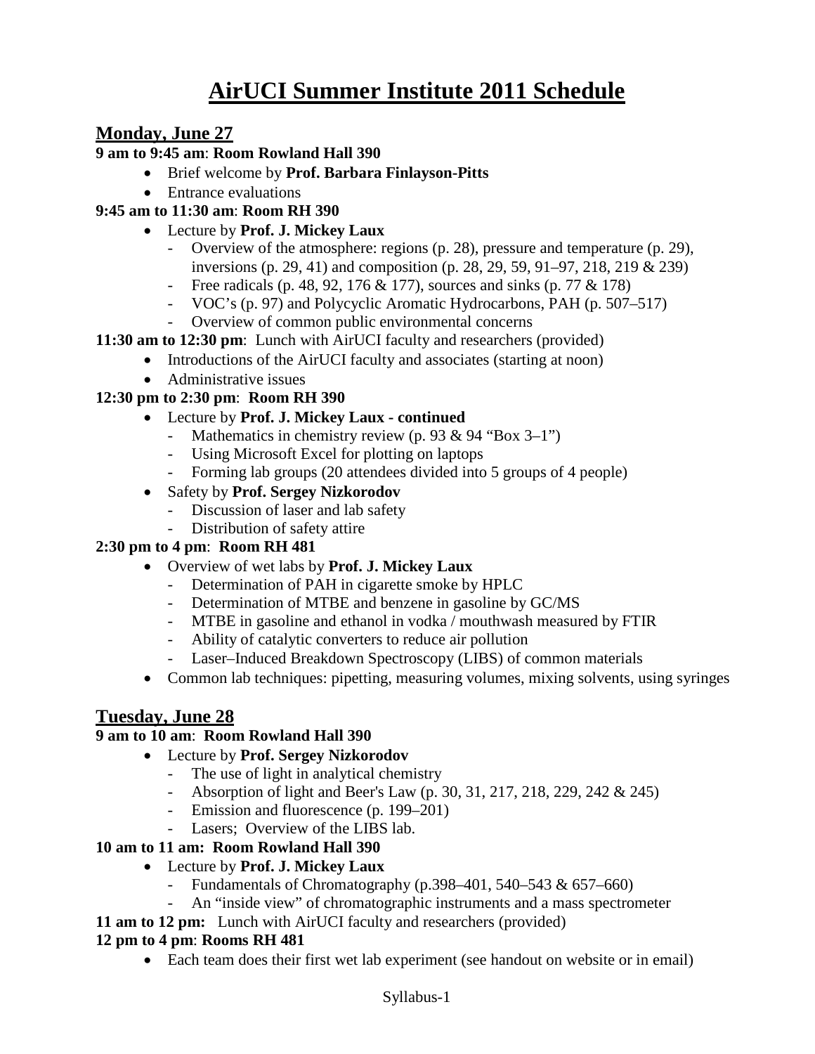# AirUCI Summer Institute 2011 Schedule

## Monday, June 27

**9 am to 9:45 am**: **Room Rowland Hall 390**

- Brief welcome by **Prof. Barbara Finlayson-Pitts**
- Entrance evaluations

**9:45 am to 11:30 am**: **Room RH 390**

- Lecture by **Prof. J. Mickey Laux**
  - Overview of the atmosphere: regions (p. 28), pressure and temperature (p. 29), inversions (p. 29, 41) and composition (p. 28, 29, 59, 91–97, 218, 219 & 239)
  - Free radicals (p. 48, 92, 176 & 177), sources and sinks (p. 77 & 178)
  - VOC's (p. 97) and Polycyclic Aromatic Hydrocarbons, PAH (p. 507–517)
  - Overview of common public environmental concerns

**11:30 am to 12:30 pm**: Lunch with AirUCI faculty and researchers (provided)

- Introductions of the AirUCI faculty and associates (starting at noon)
- Administrative issues

**12:30 pm to 2:30 pm**: **Room RH 390**

- Lecture by **Prof. J. Mickey Laux - continued**
  - Mathematics in chemistry review (p. 93 & 94 "Box 3–1")
  - Using Microsoft Excel for plotting on laptops
  - Forming lab groups (20 attendees divided into 5 groups of 4 people)
- Safety by **Prof. Sergey Nizkorodov**
  - Discussion of laser and lab safety
  - Distribution of safety attire

**2:30 pm to 4 pm**: **Room RH 481**

- Overview of wet labs by **Prof. J. Mickey Laux**
  - Determination of PAH in cigarette smoke by HPLC
  - Determination of MTBE and benzene in gasoline by GC/MS
  - MTBE in gasoline and ethanol in vodka / mouthwash measured by FTIR
  - Ability of catalytic converters to reduce air pollution
  - Laser–Induced Breakdown Spectroscopy (LIBS) of common materials
- Common lab techniques: pipetting, measuring volumes, mixing solvents, using syringes

## Tuesday, June 28

**9 am to 10 am**: **Room Rowland Hall 390**

- Lecture by **Prof. Sergey Nizkorodov**
  - The use of light in analytical chemistry
  - Absorption of light and Beer's Law (p. 30, 31, 217, 218, 229, 242 & 245)
  - Emission and fluorescence (p. 199–201)
  - Lasers; Overview of the LIBS lab.

**10 am to 11 am: Room Rowland Hall 390**

- Lecture by **Prof. J. Mickey Laux**
  - Fundamentals of Chromatography (p.398–401, 540–543 & 657–660)
  - An "inside view" of chromatographic instruments and a mass spectrometer

**11 am to 12 pm:** Lunch with AirUCI faculty and researchers (provided)

**12 pm to 4 pm**: **Rooms RH 481**

- Each team does their first wet lab experiment (see handout on website or in email)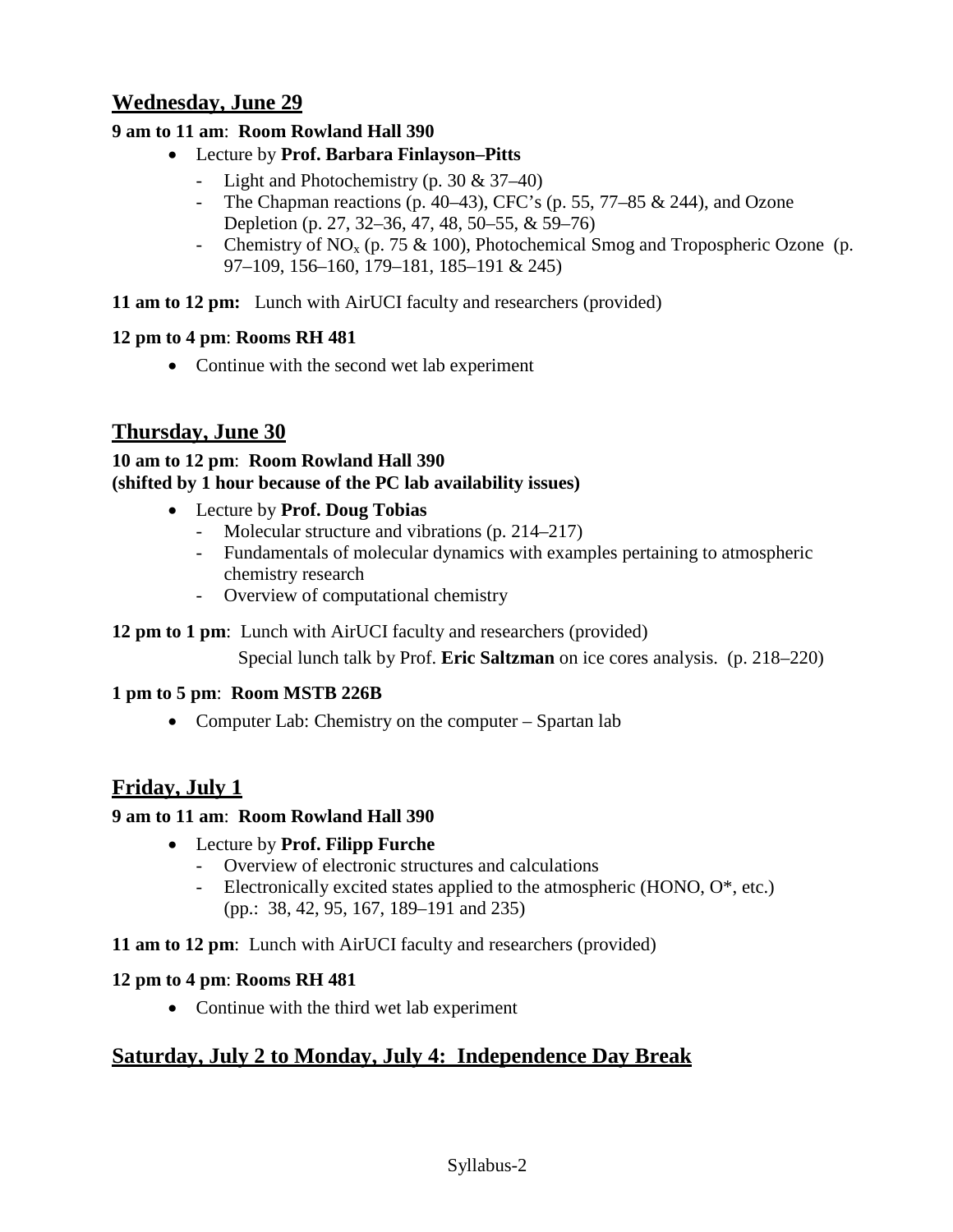## Wednesday, June 29

**9 am to 11 am**: **Room Rowland Hall 390**

- Lecture by **Prof. Barbara Finlayson–Pitts**
  - Light and Photochemistry (p. 30 & 37–40)
  - The Chapman reactions (p. 40–43), CFC's (p. 55, 77–85 & 244), and Ozone Depletion (p. 27, 32–36, 47, 48, 50–55, & 59–76)
  - Chemistry of $NO_x$ (p. 75 & 100), Photochemical Smog and Tropospheric Ozone (p. 97–109, 156–160, 179–181, 185–191 & 245)

**11 am to 12 pm:** Lunch with AirUCI faculty and researchers (provided)

**12 pm to 4 pm**: **Rooms RH 481**

- Continue with the second wet lab experiment

## Thursday, June 30

**10 am to 12 pm**: **Room Rowland Hall 390**
**(shifted by 1 hour because of the PC lab availability issues)**

- Lecture by **Prof. Doug Tobias**
  - Molecular structure and vibrations (p. 214–217)
  - Fundamentals of molecular dynamics with examples pertaining to atmospheric chemistry research
  - Overview of computational chemistry

**12 pm to 1 pm**: Lunch with AirUCI faculty and researchers (provided)

Special lunch talk by Prof. **Eric Saltzman** on ice cores analysis. (p. 218–220)

**1 pm to 5 pm**: **Room MSTB 226B**

- Computer Lab: Chemistry on the computer – Spartan lab

## Friday, July 1

**9 am to 11 am**: **Room Rowland Hall 390**

- Lecture by **Prof. Filipp Furche**
  - Overview of electronic structures and calculations
  - Electronically excited states applied to the atmospheric (HONO, O*, etc.) (pp.: 38, 42, 95, 167, 189–191 and 235)

**11 am to 12 pm**: Lunch with AirUCI faculty and researchers (provided)

**12 pm to 4 pm**: **Rooms RH 481**

- Continue with the third wet lab experiment

## Saturday, July 2 to Monday, July 4: Independence Day Break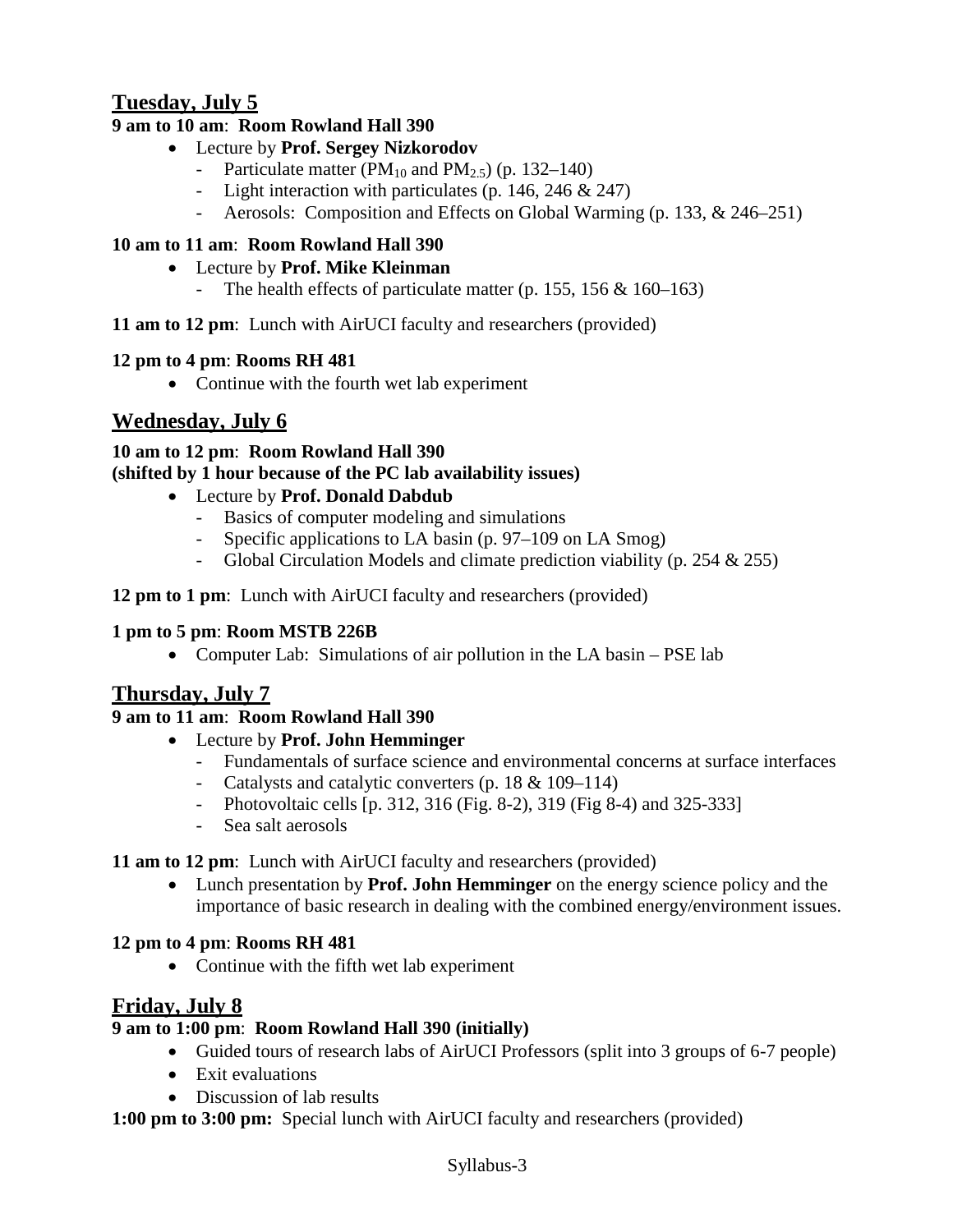## Tuesday, July 5

**9 am to 10 am**: **Room Rowland Hall 390**

- Lecture by **Prof. Sergey Nizkorodov**
  - Particulate matter ($PM_{10}$ and $PM_{2.5}$) (p. 132–140)
  - Light interaction with particulates (p. 146, 246 & 247)
  - Aerosols: Composition and Effects on Global Warming (p. 133, & 246–251)

**10 am to 11 am**: **Room Rowland Hall 390**

- Lecture by **Prof. Mike Kleinman**
  - The health effects of particulate matter (p. 155, 156 & 160–163)

**11 am to 12 pm**: Lunch with AirUCI faculty and researchers (provided)

**12 pm to 4 pm**: **Rooms RH 481**

- Continue with the fourth wet lab experiment

## Wednesday, July 6

**10 am to 12 pm**: **Room Rowland Hall 390**
**(shifted by 1 hour because of the PC lab availability issues)**

- Lecture by **Prof. Donald Dabdub**
  - Basics of computer modeling and simulations
  - Specific applications to LA basin (p. 97–109 on LA Smog)
  - Global Circulation Models and climate prediction viability (p. 254 & 255)

**12 pm to 1 pm**: Lunch with AirUCI faculty and researchers (provided)

**1 pm to 5 pm**: **Room MSTB 226B**

- Computer Lab: Simulations of air pollution in the LA basin – PSE lab

## Thursday, July 7

**9 am to 11 am**: **Room Rowland Hall 390**

- Lecture by **Prof. John Hemminger**
  - Fundamentals of surface science and environmental concerns at surface interfaces
  - Catalysts and catalytic converters (p. 18 & 109–114)
  - Photovoltaic cells [p. 312, 316 (Fig. 8-2), 319 (Fig 8-4) and 325-333]
  - Sea salt aerosols

**11 am to 12 pm**: Lunch with AirUCI faculty and researchers (provided)

- Lunch presentation by **Prof. John Hemminger** on the energy science policy and the importance of basic research in dealing with the combined energy/environment issues.

**12 pm to 4 pm**: **Rooms RH 481**

- Continue with the fifth wet lab experiment

## Friday, July 8

**9 am to 1:00 pm**: **Room Rowland Hall 390 (initially)**

- Guided tours of research labs of AirUCI Professors (split into 3 groups of 6-7 people)
- Exit evaluations
- Discussion of lab results

**1:00 pm to 3:00 pm:** Special lunch with AirUCI faculty and researchers (provided)